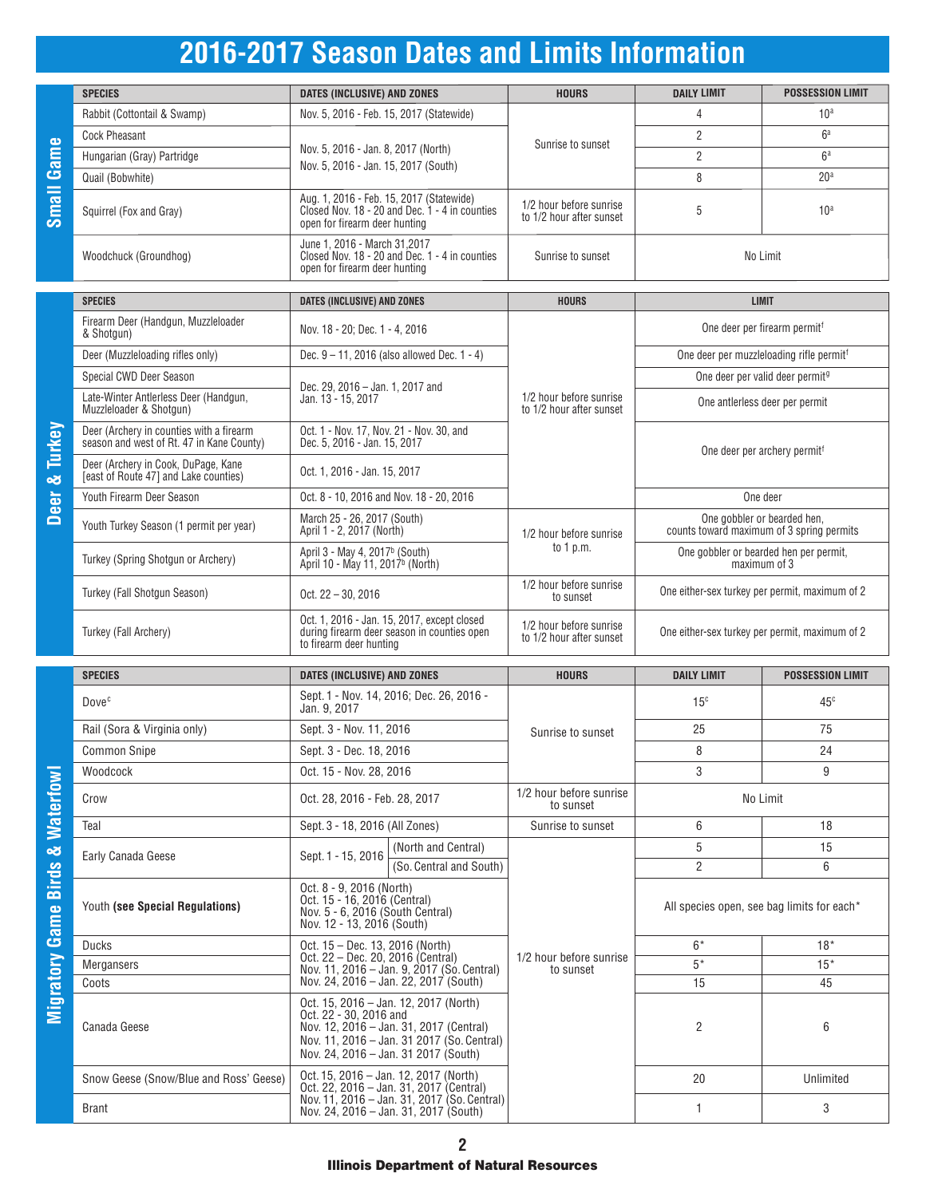# 2016-2017 Season Dates and Limits Information

## Small Game

| SPECIES | DATES (INCLUSIVE) AND ZONES | HOURS | DAILY LIMIT | POSSESSION LIMIT |
|---|---|---|---|---|
| Rabbit (Cottontail & Swamp) | Nov. 5, 2016 - Feb. 15, 2017 (Statewide) | Sunrise to sunset | 4 | 10[a] |
| Cock Pheasant | Nov. 5, 2016 - Jan. 8, 2017 (North) Nov. 5, 2016 - Jan. 15, 2017 (South) | | 2 | 6[a] |
| Hungarian (Gray) Partridge | | | 2 | 6[a] |
| Quail (Bobwhite) | | | 8 | 20[a] |
| Squirrel (Fox and Gray) | Aug. 1, 2016 - Feb. 15, 2017 (Statewide) Closed Nov. 18 - 20 and Dec. 1 - 4 in counties open for firearm deer hunting | 1/2 hour before sunrise to 1/2 hour after sunset | 5 | 10[a] |
| Woodchuck (Groundhog) | June 1, 2016 - March 31,2017 Closed Nov. 18 - 20 and Dec. 1 - 4 in counties open for firearm deer hunting | Sunrise to sunset | No Limit | |

## Deer & Turkey

| SPECIES | DATES (INCLUSIVE) AND ZONES | HOURS | LIMIT |
|---|---|---|---|
| Firearm Deer (Handgun, Muzzleloader & Shotgun) | Nov. 18 - 20; Dec. 1 - 4, 2016 | 1/2 hour before sunrise to 1/2 hour after sunset | One deer per firearm permit[f] |
| Deer (Muzzleloading rifles only) | Dec. 9 – 11, 2016 (also allowed Dec. 1 - 4) | | One deer per muzzleloading rifle permit[f] |
| Special CWD Deer Season | Dec. 29, 2016 – Jan. 1, 2017 and Jan. 13 - 15, 2017 | | One deer per valid deer permit[g] |
| Late-Winter Antlerless Deer (Handgun, Muzzleloader & Shotgun) | | | One antlerless deer per permit |
| Deer (Archery in counties with a firearm season and west of Rt. 47 in Kane County) | Oct. 1 - Nov. 17, Nov. 21 - Nov. 30, and Dec. 5, 2016 - Jan. 15, 2017 | | One deer per archery permit[f] |
| Deer (Archery in Cook, DuPage, Kane [east of Route 47] and Lake counties) | Oct. 1, 2016 - Jan. 15, 2017 | | |
| Youth Firearm Deer Season | Oct. 8 - 10, 2016 and Nov. 18 - 20, 2016 | | One deer |
| Youth Turkey Season (1 permit per year) | March 25 - 26, 2017 (South) April 1 - 2, 2017 (North) | 1/2 hour before sunrise to 1 p.m. | One gobbler or bearded hen, counts toward maximum of 3 spring permits |
| Turkey (Spring Shotgun or Archery) | April 3 - May 4, 2017[b] (South) April 10 - May 11, 2017[b] (North) | | One gobbler or bearded hen per permit, maximum of 3 |
| Turkey (Fall Shotgun Season) | Oct. 22 – 30, 2016 | 1/2 hour before sunrise to sunset | One either-sex turkey per permit, maximum of 2 |
| Turkey (Fall Archery) | Oct. 1, 2016 - Jan. 15, 2017, except closed during firearm deer season in counties open to firearm deer hunting | 1/2 hour before sunrise to 1/2 hour after sunset | One either-sex turkey per permit, maximum of 2 |

## Migratory Game Birds & Waterfowl

| SPECIES | DATES (INCLUSIVE) AND ZONES | | HOURS | DAILY LIMIT | POSSESSION LIMIT |
|---|---|---|---|---|---|
| Dove[c] | Sept. 1 - Nov. 14, 2016; Dec. 26, 2016 - Jan. 9, 2017 | | Sunrise to sunset | 15[c] | 45[c] |
| Rail (Sora & Virginia only) | Sept. 3 - Nov. 11, 2016 | | | 25 | 75 |
| Common Snipe | Sept. 3 - Dec. 18, 2016 | | | 8 | 24 |
| Woodcock | Oct. 15 - Nov. 28, 2016 | | | 3 | 9 |
| Crow | Oct. 28, 2016 - Feb. 28, 2017 | | 1/2 hour before sunrise to sunset | No Limit | |
| Teal | Sept. 3 - 18, 2016 (All Zones) | | Sunrise to sunset | 6 | 18 |
| Early Canada Geese | Sept. 1 - 15, 2016 | (North and Central) | 1/2 hour before sunrise to sunset | 5 | 15 |
| | | (So. Central and South) | | 2 | 6 |
| Youth **(see Special Regulations)** | Oct. 8 - 9, 2016 (North) Oct. 15 - 16, 2016 (Central) Nov. 5 - 6, 2016 (South Central) Nov. 12 - 13, 2016 (South) | | | All species open, see bag limits for each* | |
| Ducks | Oct. 15 – Dec. 13, 2016 (North) Oct. 22 – Dec. 20, 2016 (Central) Nov. 11, 2016 – Jan. 9, 2017 (So. Central) Nov. 24, 2016 – Jan. 22, 2017 (South) | | | 6* | 18* |
| Mergansers | | | | 5* | 15* |
| Coots | | | | 15 | 45 |
| Canada Geese | Oct. 15, 2016 – Jan. 12, 2017 (North) Oct. 22 - 30, 2016 and Nov. 12, 2016 – Jan. 31, 2017 (Central) Nov. 11, 2016 – Jan. 31 2017 (So. Central) Nov. 24, 2016 – Jan. 31 2017 (South) | | | 2 | 6 |
| Snow Geese (Snow/Blue and Ross' Geese) | Oct. 15, 2016 – Jan. 12, 2017 (North) Oct. 22, 2016 – Jan. 31, 2017 (Central) Nov. 11, 2016 – Jan. 31, 2017 (So. Central) Nov. 24, 2016 – Jan. 31, 2017 (South) | | | 20 | Unlimited |
| Brant | | | | 1 | 3 |

**Illinois Department of Natural Resources**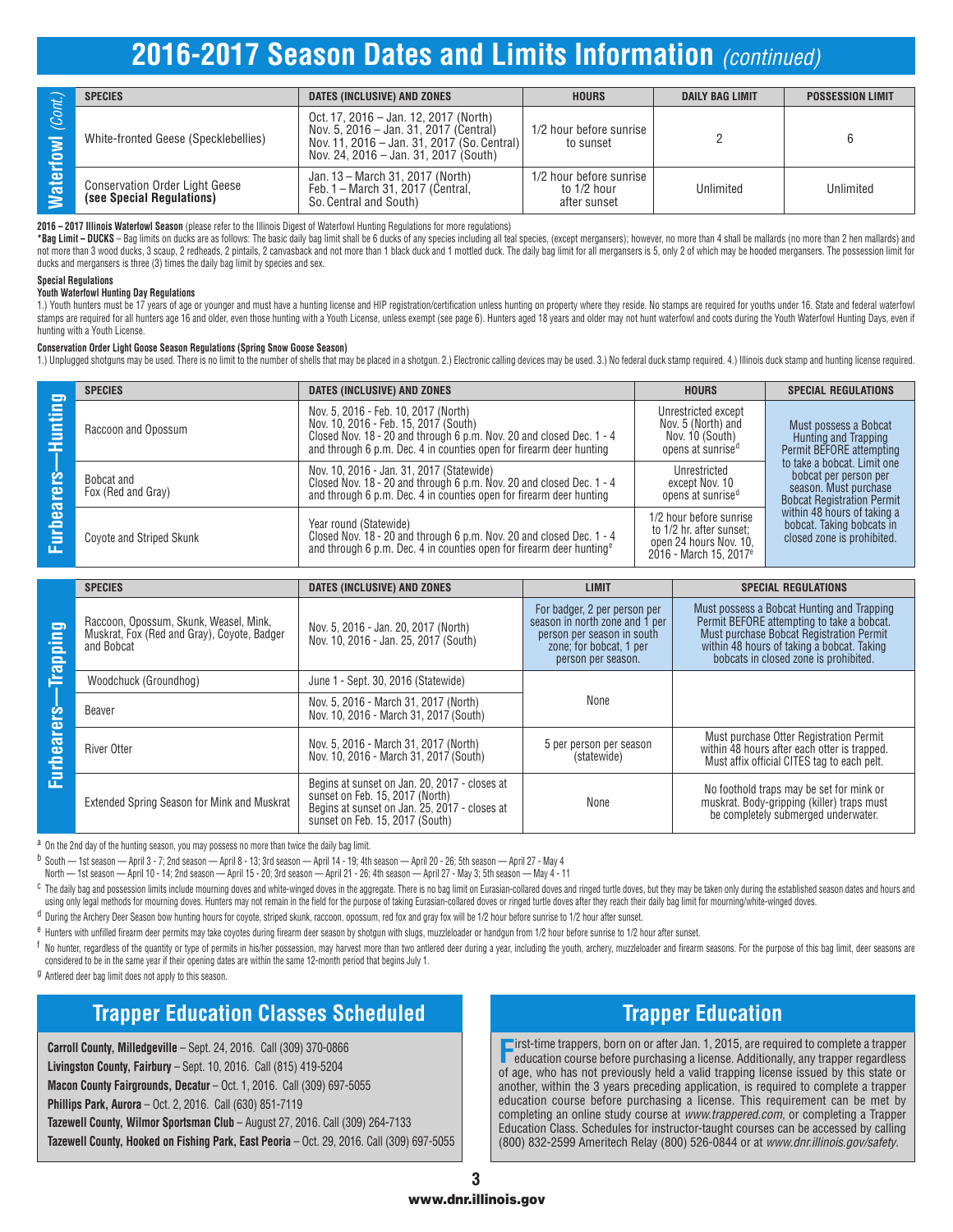# 2016-2017 Season Dates and Limits Information *(continued)*

| | SPECIES | DATES (INCLUSIVE) AND ZONES | HOURS | DAILY BAG LIMIT | POSSESSION LIMIT |
|---|---|---|---|---|---|
| Waterfowl *(Cont.)* | White-fronted Geese (Specklebellies) | Oct. 17, 2016 – Jan. 12, 2017 (North) Nov. 5, 2016 – Jan. 31, 2017 (Central) Nov. 11, 2016 – Jan. 31, 2017 (So. Central) Nov. 24, 2016 – Jan. 31, 2017 (South) | 1/2 hour before sunrise to sunset | 2 | 6 |
| | Conservation Order Light Geese **(see Special Regulations)** | Jan. 13 – March 31, 2017 (North) Feb. 1 – March 31, 2017 (Central, So. Central and South) | 1/2 hour before sunrise to 1/2 hour after sunset | Unlimited | Unlimited |

**2016 – 2017 Illinois Waterfowl Season** (please refer to the Illinois Digest of Waterfowl Hunting Regulations for more regulations)

***Bag Limit – DUCKS** – Bag limits on ducks are as follows: The basic daily bag limit shall be 6 ducks of any species including all teal species, (except mergansers); however, no more than 4 shall be mallards (no more than 2 hen mallards) and not more than 3 wood ducks, 3 scaup, 2 redheads, 2 pintails, 2 canvasback and not more than 1 black duck and 1 mottled duck. The daily bag limit for all mergansers is 5, only 2 of which may be hooded mergansers. The possession limit for ducks and mergansers is three (3) times the daily bag limit by species and sex.

**Special Regulations**

**Youth Waterfowl Hunting Day Regulations**

1.) Youth hunters must be 17 years of age or younger and must have a hunting license and HIP registration/certification unless hunting on property where they reside. No stamps are required for youths under 16. State and federal waterfowl stamps are required for all hunters age 16 and older, even those hunting with a Youth License, unless exempt (see page 6). Hunters aged 18 years and older may not hunt waterfowl and coots during the Youth Waterfowl Hunting Days, even if hunting with a Youth License.

**Conservation Order Light Goose Season Regulations (Spring Snow Goose Season)**

1.) Unplugged shotguns may be used. There is no limit to the number of shells that may be placed in a shotgun. 2.) Electronic calling devices may be used. 3.) No federal duck stamp required. 4.) Illinois duck stamp and hunting license required.

| | SPECIES | DATES (INCLUSIVE) AND ZONES | HOURS | SPECIAL REGULATIONS |
|---|---|---|---|---|
| Furbearers—Hunting | Raccoon and Opossum | Nov. 5, 2016 - Feb. 10, 2017 (North) Nov. 10, 2016 - Feb. 15, 2017 (South) Closed Nov. 18 - 20 and through 6 p.m. Nov. 20 and closed Dec. 1 - 4 and through 6 p.m. Dec. 4 in counties open for firearm deer hunting | Unrestricted except Nov. 5 (North) and Nov. 10 (South) opens at sunrise[d] | Must possess a Bobcat Hunting and Trapping Permit BEFORE attempting to take a bobcat. Limit one bobcat per person per season. Must purchase Bobcat Registration Permit within 48 hours of taking a bobcat. Taking bobcats in closed zone is prohibited. |
| | Bobcat and Fox (Red and Gray) | Nov. 10, 2016 - Jan. 31, 2017 (Statewide) Closed Nov. 18 - 20 and through 6 p.m. Nov. 20 and closed Dec. 1 - 4 and through 6 p.m. Dec. 4 in counties open for firearm deer hunting | Unrestricted except Nov. 10 opens at sunrise[d] | |
| | Coyote and Striped Skunk | Year round (Statewide) Closed Nov. 18 - 20 and through 6 p.m. Nov. 20 and closed Dec. 1 - 4 and through 6 p.m. Dec. 4 in counties open for firearm deer hunting[e] | 1/2 hour before sunrise to 1/2 hr. after sunset; open 24 hours Nov. 10, 2016 - March 15, 2017[e] | |

| | SPECIES | DATES (INCLUSIVE) AND ZONES | LIMIT | SPECIAL REGULATIONS |
|---|---|---|---|---|
| Furbearers—Trapping | Raccoon, Opossum, Skunk, Weasel, Mink, Muskrat, Fox (Red and Gray), Coyote, Badger and Bobcat | Nov. 5, 2016 - Jan. 20, 2017 (North) Nov. 10, 2016 - Jan. 25, 2017 (South) | For badger, 2 per person per season in north zone and 1 per person per season in south zone; for bobcat, 1 per person per season. | Must possess a Bobcat Hunting and Trapping Permit BEFORE attempting to take a bobcat. Must purchase Bobcat Registration Permit within 48 hours of taking a bobcat. Taking bobcats in closed zone is prohibited. |
| | Woodchuck (Groundhog) | June 1 - Sept. 30, 2016 (Statewide) | None | |
| | Beaver | Nov. 5, 2016 - March 31, 2017 (North) Nov. 10, 2016 - March 31, 2017 (South) | | |
| | River Otter | Nov. 5, 2016 - March 31, 2017 (North) Nov. 10, 2016 - March 31, 2017 (South) | 5 per person per season (statewide) | Must purchase Otter Registration Permit within 48 hours after each otter is trapped. Must affix official CITES tag to each pelt. |
| | Extended Spring Season for Mink and Muskrat | Begins at sunset on Jan. 20, 2017 - closes at sunset on Feb. 15, 2017 (North) Begins at sunset on Jan. 25, 2017 - closes at sunset on Feb. 15, 2017 (South) | None | No foothold traps may be set for mink or muskrat. Body-gripping (killer) traps must be completely submerged underwater. |

[a] On the 2nd day of the hunting season, you may possess no more than twice the daily bag limit.

[b] South — 1st season — April 3 - 7; 2nd season — April 8 - 13; 3rd season — April 14 - 19; 4th season — April 20 - 26; 5th season — April 27 - May 4
North — 1st season — April 10 - 14; 2nd season — April 15 - 20; 3rd season — April 21 - 26; 4th season — April 27 - May 3; 5th season — May 4 - 11

[c] The daily bag and possession limits include mourning doves and white-winged doves in the aggregate. There is no bag limit on Eurasian-collared doves and ringed turtle doves, but they may be taken only during the established season dates and hours and using only legal methods for mourning doves. Hunters may not remain in the field for the purpose of taking Eurasian-collared doves or ringed turtle doves after they reach their daily bag limit for mourning/white-winged doves.

[d] During the Archery Deer Season bow hunting hours for coyote, striped skunk, raccoon, opossum, red fox and gray fox will be 1/2 hour before sunrise to 1/2 hour after sunset.

[e] Hunters with unfilled firearm deer permits may take coyotes during firearm deer season by shotgun with slugs, muzzleloader or handgun from 1/2 hour before sunrise to 1/2 hour after sunset.

[f] No hunter, regardless of the quantity or type of permits in his/her possession, may harvest more than two antlered deer during a year, including the youth, archery, muzzleloader and firearm seasons. For the purpose of this bag limit, deer seasons are considered to be in the same year if their opening dates are within the same 12-month period that begins July 1.

[g] Antlered deer bag limit does not apply to this season.

## Trapper Education Classes Scheduled

**Carroll County, Milledgeville** – Sept. 24, 2016. Call (309) 370-0866

**Livingston County, Fairbury** – Sept. 10, 2016. Call (815) 419-5204

**Macon County Fairgrounds, Decatur** – Oct. 1, 2016. Call (309) 697-5055

**Phillips Park, Aurora** – Oct. 2, 2016. Call (630) 851-7119

**Tazewell County, Wilmor Sportsman Club** – August 27, 2016. Call (309) 264-7133

**Tazewell County, Hooked on Fishing Park, East Peoria** – Oct. 29, 2016. Call (309) 697-5055

## Trapper Education

First-time trappers, born on or after Jan. 1, 2015, are required to complete a trapper education course before purchasing a license. Additionally, any trapper regardless of age, who has not previously held a valid trapping license issued by this state or another, within the 3 years preceding application, is required to complete a trapper education course before purchasing a license. This requirement can be met by completing an online study course at *www.trappered.com*, or completing a Trapper Education Class. Schedules for instructor-taught courses can be accessed by calling (800) 832-2599 Ameritech Relay (800) 526-0844 or at *www.dnr.illinois.gov/safety.*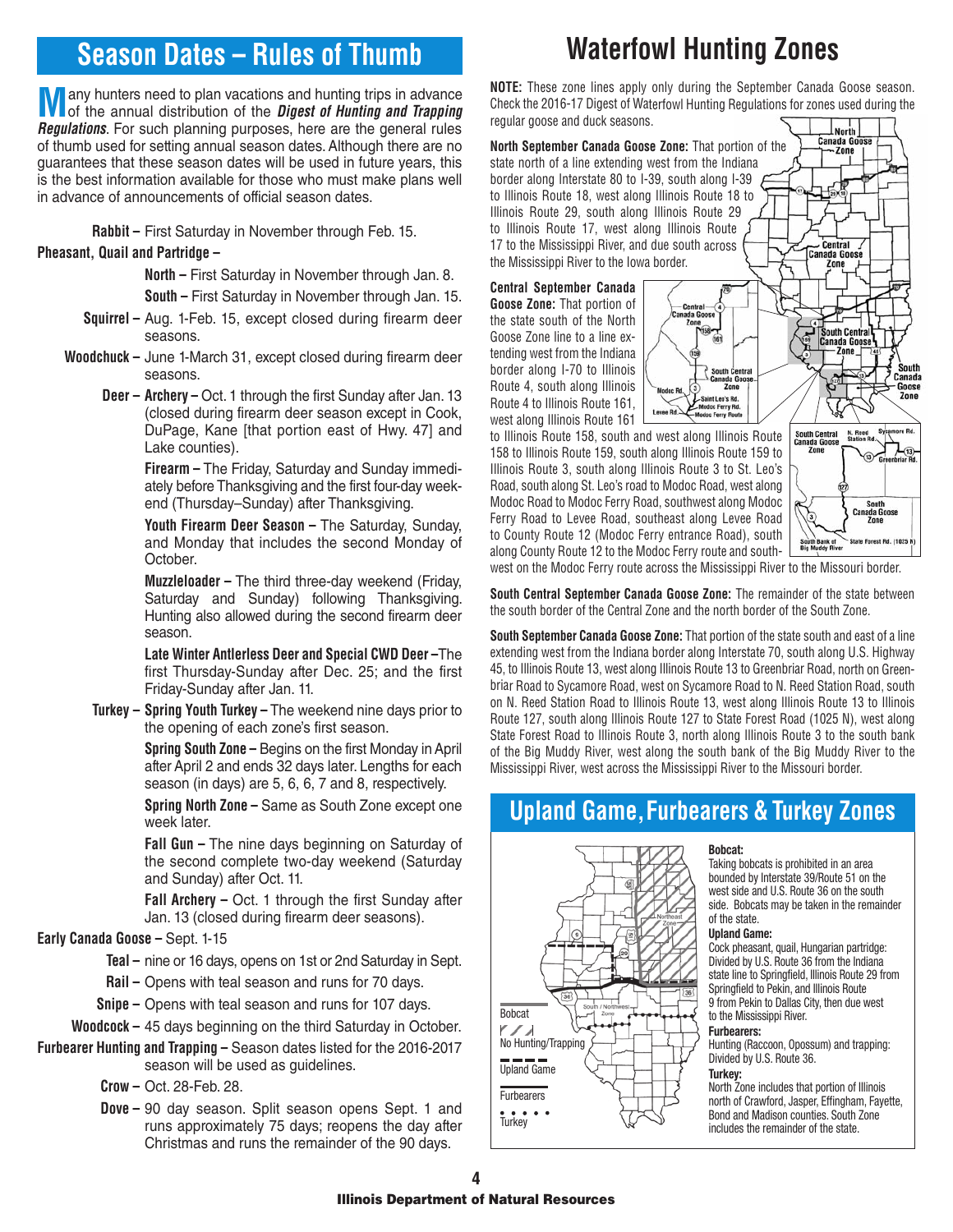## Season Dates – Rules of Thumb

Many hunters need to plan vacations and hunting trips in advance of the annual distribution of the ***Digest of Hunting and Trapping Regulations***. For such planning purposes, here are the general rules of thumb used for setting annual season dates. Although there are no guarantees that these season dates will be used in future years, this is the best information available for those who must make plans well in advance of announcements of official season dates.

**Rabbit –** First Saturday in November through Feb. 15.

**Pheasant, Quail and Partridge –**

**North –** First Saturday in November through Jan. 8.

**South –** First Saturday in November through Jan. 15.

**Squirrel –** Aug. 1-Feb. 15, except closed during firearm deer seasons.

**Woodchuck –** June 1-March 31, except closed during firearm deer seasons.

**Deer – Archery –** Oct. 1 through the first Sunday after Jan. 13 (closed during firearm deer season except in Cook, DuPage, Kane [that portion east of Hwy. 47] and Lake counties).

**Firearm –** The Friday, Saturday and Sunday immediately before Thanksgiving and the first four-day weekend (Thursday–Sunday) after Thanksgiving.

**Youth Firearm Deer Season –** The Saturday, Sunday, and Monday that includes the second Monday of October.

**Muzzleloader –** The third three-day weekend (Friday, Saturday and Sunday) following Thanksgiving. Hunting also allowed during the second firearm deer season.

**Late Winter Antlerless Deer and Special CWD Deer –**The first Thursday-Sunday after Dec. 25; and the first Friday-Sunday after Jan. 11.

**Turkey – Spring Youth Turkey –** The weekend nine days prior to the opening of each zone's first season.

**Spring South Zone –** Begins on the first Monday in April after April 2 and ends 32 days later. Lengths for each season (in days) are 5, 6, 6, 7 and 8, respectively.

**Spring North Zone –** Same as South Zone except one week later.

**Fall Gun –** The nine days beginning on Saturday of the second complete two-day weekend (Saturday and Sunday) after Oct. 11.

**Fall Archery –** Oct. 1 through the first Sunday after Jan. 13 (closed during firearm deer seasons).

**Early Canada Goose –** Sept. 1-15

**Teal –** nine or 16 days, opens on 1st or 2nd Saturday in Sept.

**Rail –** Opens with teal season and runs for 70 days.

**Snipe –** Opens with teal season and runs for 107 days.

**Woodcock –** 45 days beginning on the third Saturday in October.

**Furbearer Hunting and Trapping –** Season dates listed for the 2016-2017 season will be used as guidelines.

**Crow –** Oct. 28-Feb. 28.

**Dove –** 90 day season. Split season opens Sept. 1 and runs approximately 75 days; reopens the day after Christmas and runs the remainder of the 90 days.

## Waterfowl Hunting Zones

**NOTE:** These zone lines apply only during the September Canada Goose season. Check the 2016-17 Digest of Waterfowl Hunting Regulations for zones used during the regular goose and duck seasons.

North Canada Goose Zone

Central Canada Goose Zone

South Central Canada Goose Zone

South Canada Goose Zone

**North September Canada Goose Zone:** That portion of the state north of a line extending west from the Indiana border along Interstate 80 to I-39, south along I-39 to Illinois Route 18, west along Illinois Route 18 to Illinois Route 29, south along Illinois Route 29 to Illinois Route 17, west along Illinois Route 17 to the Mississippi River, and due south across the Mississippi River to the Iowa border.

**Central September Canada Goose Zone:** That portion of the state south of the North Goose Zone line to a line extending west from the Indiana border along I-70 to Illinois Route 4, south along Illinois Route 4 to Illinois Route 161, west along Illinois Route 161 to Illinois Route 158, south and west along Illinois Route 158 to Illinois Route 159, south along Illinois Route 159 to Illinois Route 3, south along Illinois Route 3 to St. Leo's Road, south along St. Leo's road to Modoc Road, west along Modoc Road to Modoc Ferry Road, southwest along Modoc Ferry Road to Levee Road, southeast along Levee Road to County Route 12 (Modoc Ferry entrance Road), south along County Route 12 to the Modoc Ferry route and southwest on the Modoc Ferry route across the Mississippi River to the Missouri border.

Central Canada Goose Zone

South Central Canada Goose Zone

Modoc Rd.

Levee Rd.

Saint Leo's Rd.

Modoc Ferry Rd.

Modoc Ferry Route

South Central Canada Goose Zone

N. Reed Station Rd.

Sycamore Rd.

Greenbriar Rd.

South Canada Goose Zone

South Bank of Big Muddy River

State Forest Rd. (1025 N)

**South Central September Canada Goose Zone:** The remainder of the state between the south border of the Central Zone and the north border of the South Zone.

**South September Canada Goose Zone:** That portion of the state south and east of a line extending west from the Indiana border along Interstate 70, south along U.S. Highway 45, to Illinois Route 13, west along Illinois Route 13 to Greenbriar Road, north on Greenbriar Road to Sycamore Road, west on Sycamore Road to N. Reed Station Road, south on N. Reed Station Road to Illinois Route 13, west along Illinois Route 13 to Illinois Route 127, south along Illinois Route 127 to State Forest Road (1025 N), west along State Forest Road to Illinois Route 3, north along Illinois Route 3 to the south bank of the Big Muddy River, west along the south bank of the Big Muddy River to the Mississippi River, west across the Mississippi River to the Missouri border.

## Upland Game, Furbearers & Turkey Zones

Northeast Zone

South / Northwest Zone

Bobcat

No Hunting/Trapping

Upland Game

Furbearers

Turkey

**Bobcat:**
Taking bobcats is prohibited in an area bounded by Interstate 39/Route 51 on the west side and U.S. Route 36 on the south side. Bobcats may be taken in the remainder of the state.

**Upland Game:**
Cock pheasant, quail, Hungarian partridge: Divided by U.S. Route 36 from the Indiana state line to Springfield, Illinois Route 29 from Springfield to Pekin, and Illinois Route 9 from Pekin to Dallas City, then due west to the Mississippi River.

**Furbearers:**
Hunting (Raccoon, Opossum) and trapping: Divided by U.S. Route 36.

**Turkey:**
North Zone includes that portion of Illinois north of Crawford, Jasper, Effingham, Fayette, Bond and Madison counties. South Zone includes the remainder of the state.

**Illinois Department of Natural Resources**